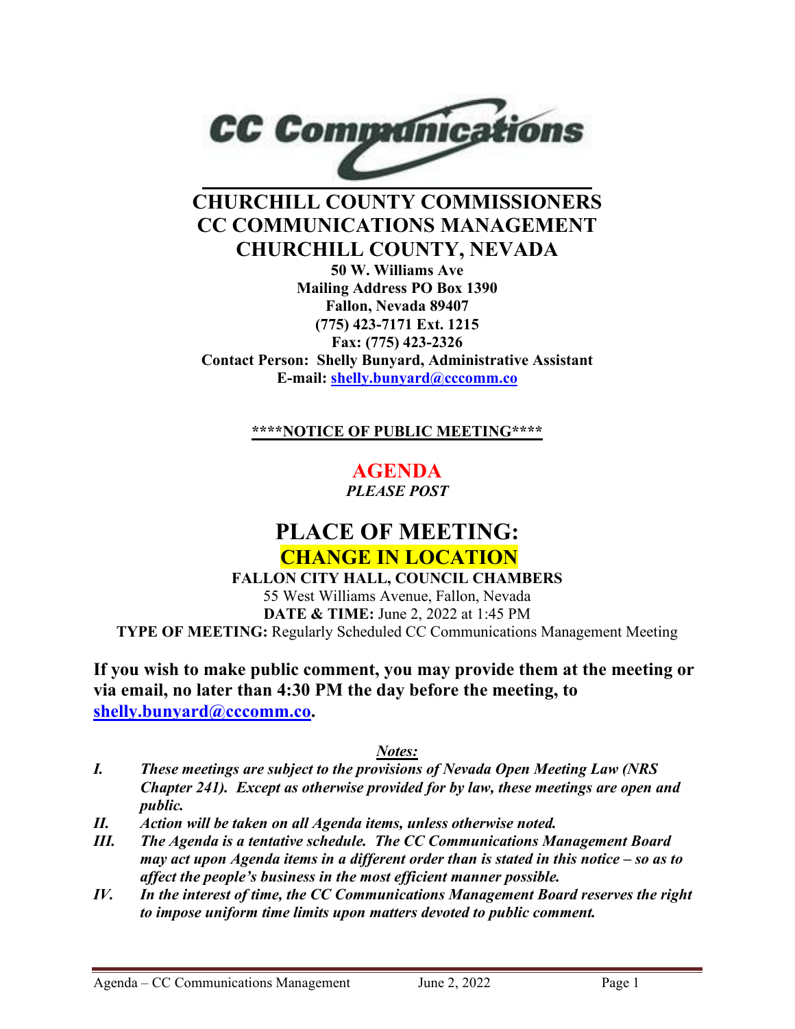# CHURCHILL COUNTY COMMISSIONERS
# CC COMMUNICATIONS MANAGEMENT
# CHURCHILL COUNTY, NEVADA

**50 W. Williams Ave**
**Mailing Address PO Box 1390**
**Fallon, Nevada 89407**
**(775) 423-7171 Ext. 1215**
**Fax: (775) 423-2326**
**Contact Person: Shelly Bunyard, Administrative Assistant**
**E-mail: shelly.bunyard@cccomm.co**

**\*\*\*\*NOTICE OF PUBLIC MEETING\*\*\*\***

## AGENDA

***PLEASE POST***

# PLACE OF MEETING:

## CHANGE IN LOCATION

**FALLON CITY HALL, COUNCIL CHAMBERS**
55 West Williams Avenue, Fallon, Nevada
**DATE & TIME:** June 2, 2022 at 1:45 PM
**TYPE OF MEETING:** Regularly Scheduled CC Communications Management Meeting

**If you wish to make public comment, you may provide them at the meeting or via email, no later than 4:30 PM the day before the meeting, to shelly.bunyard@cccomm.co.**

***Notes:***

- ***I.*** ***These meetings are subject to the provisions of Nevada Open Meeting Law (NRS Chapter 241). Except as otherwise provided for by law, these meetings are open and public.***
- ***II.*** ***Action will be taken on all Agenda items, unless otherwise noted.***
- ***III.*** ***The Agenda is a tentative schedule. The CC Communications Management Board may act upon Agenda items in a different order than is stated in this notice – so as to affect the people's business in the most efficient manner possible.***
- ***IV.*** ***In the interest of time, the CC Communications Management Board reserves the right to impose uniform time limits upon matters devoted to public comment.***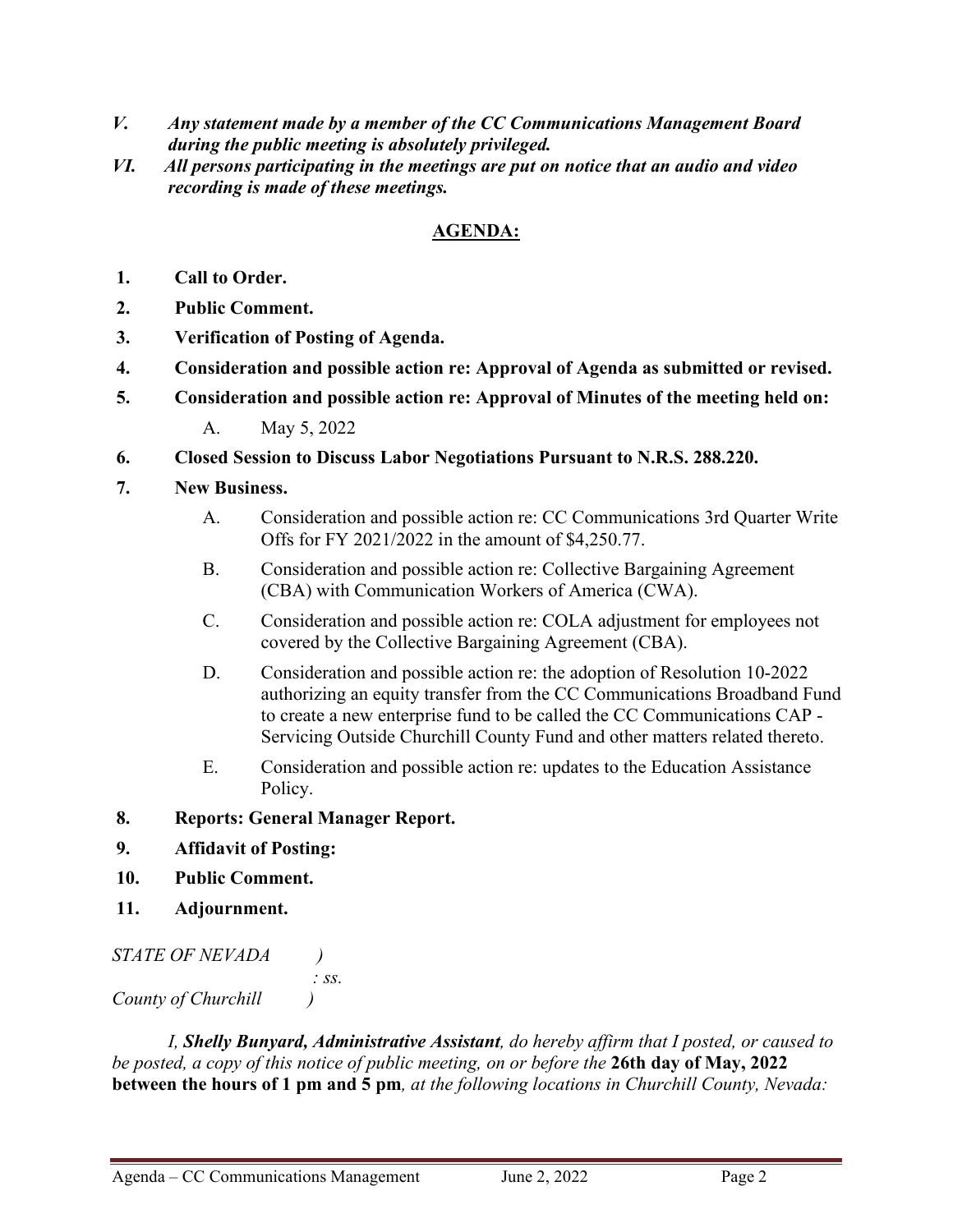*V. Any statement made by a member of the CC Communications Management Board during the public meeting is absolutely privileged.*

*VI. All persons participating in the meetings are put on notice that an audio and video recording is made of these meetings.*

## AGENDA:

1. **Call to Order.**
2. **Public Comment.**
3. **Verification of Posting of Agenda.**
4. **Consideration and possible action re: Approval of Agenda as submitted or revised.**
5. **Consideration and possible action re: Approval of Minutes of the meeting held on:**
   - A. May 5, 2022
6. **Closed Session to Discuss Labor Negotiations Pursuant to N.R.S. 288.220.**
7. **New Business.**
   - A. Consideration and possible action re: CC Communications 3rd Quarter Write Offs for FY 2021/2022 in the amount of $4,250.77.
   - B. Consideration and possible action re: Collective Bargaining Agreement (CBA) with Communication Workers of America (CWA).
   - C. Consideration and possible action re: COLA adjustment for employees not covered by the Collective Bargaining Agreement (CBA).
   - D. Consideration and possible action re: the adoption of Resolution 10-2022 authorizing an equity transfer from the CC Communications Broadband Fund to create a new enterprise fund to be called the CC Communications CAP - Servicing Outside Churchill County Fund and other matters related thereto.
   - E. Consideration and possible action re: updates to the Education Assistance Policy.
8. **Reports: General Manager Report.**
9. **Affidavit of Posting:**
10. **Public Comment.**
11. **Adjournment.**

*STATE OF NEVADA )*
*: ss.*
*County of Churchill )*

*I, **Shelly Bunyard, Administrative Assistant**, do hereby affirm that I posted, or caused to be posted, a copy of this notice of public meeting, on or before the* **26th day of May, 2022 between the hours of 1 pm and 5 pm***, at the following locations in Churchill County, Nevada:*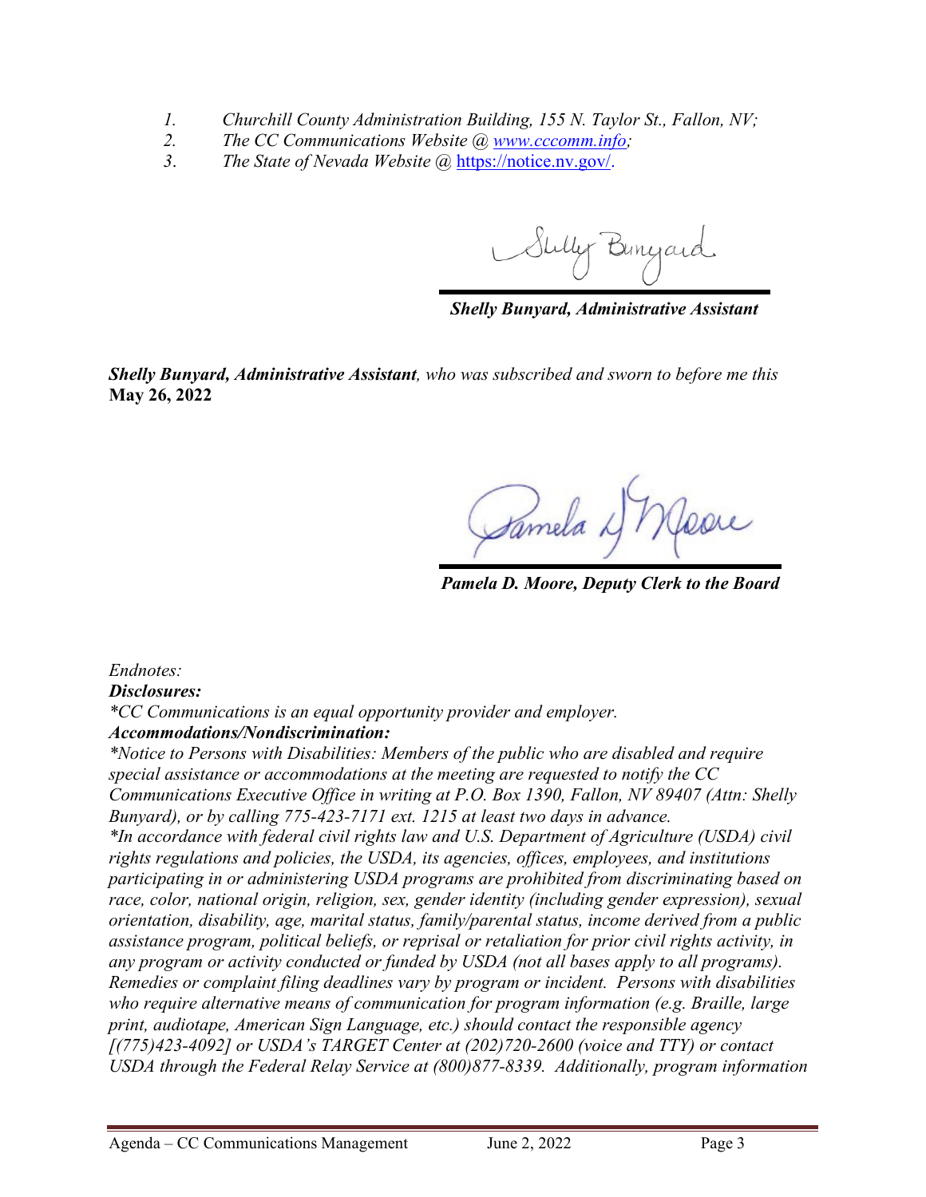1. *Churchill County Administration Building, 155 N. Taylor St., Fallon, NV;*
2. *The CC Communications Website @ [www.cccomm.info](http://www.cccomm.info);*
3. *The State of Nevada Website @* [https://notice.nv.gov/](https://notice.nv.gov/).

***Shelly Bunyard, Administrative Assistant***

***Shelly Bunyard, Administrative Assistant****, who was subscribed and sworn to before me this* **May 26, 2022**

***Pamela D. Moore, Deputy Clerk to the Board***

*Endnotes:*

***Disclosures:***

*\*CC Communications is an equal opportunity provider and employer.*

***Accommodations/Nondiscrimination:***

*\*Notice to Persons with Disabilities: Members of the public who are disabled and require special assistance or accommodations at the meeting are requested to notify the CC Communications Executive Office in writing at P.O. Box 1390, Fallon, NV 89407 (Attn: Shelly Bunyard), or by calling 775-423-7171 ext. 1215 at least two days in advance.*

*\*In accordance with federal civil rights law and U.S. Department of Agriculture (USDA) civil rights regulations and policies, the USDA, its agencies, offices, employees, and institutions participating in or administering USDA programs are prohibited from discriminating based on race, color, national origin, religion, sex, gender identity (including gender expression), sexual orientation, disability, age, marital status, family/parental status, income derived from a public assistance program, political beliefs, or reprisal or retaliation for prior civil rights activity, in any program or activity conducted or funded by USDA (not all bases apply to all programs). Remedies or complaint filing deadlines vary by program or incident. Persons with disabilities who require alternative means of communication for program information (e.g. Braille, large print, audiotape, American Sign Language, etc.) should contact the responsible agency [(775)423-4092] or USDA's TARGET Center at (202)720-2600 (voice and TTY) or contact USDA through the Federal Relay Service at (800)877-8339. Additionally, program information*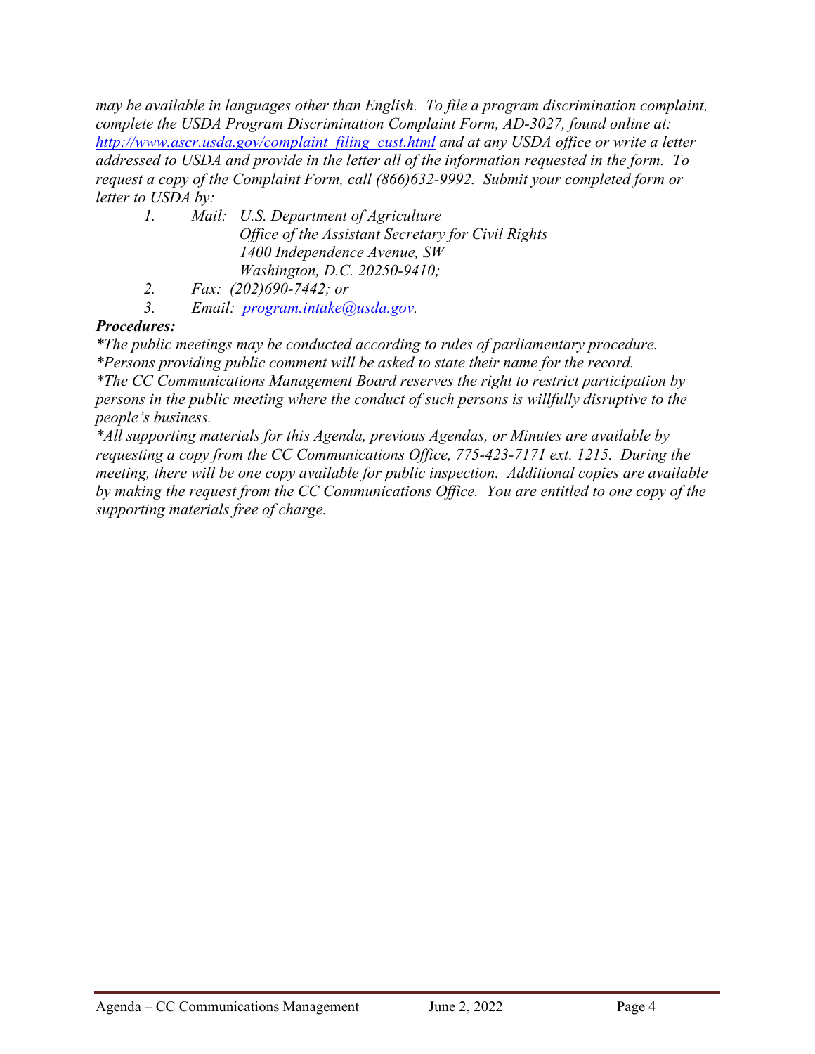*may be available in languages other than English. To file a program discrimination complaint, complete the USDA Program Discrimination Complaint Form, AD-3027, found online at: [http://www.ascr.usda.gov/complaint_filing_cust.html](http://www.ascr.usda.gov/complaint_filing_cust.html) and at any USDA office or write a letter addressed to USDA and provide in the letter all of the information requested in the form. To request a copy of the Complaint Form, call (866)632-9992. Submit your completed form or letter to USDA by:*

1. *Mail: U.S. Department of Agriculture*
   *Office of the Assistant Secretary for Civil Rights*
   *1400 Independence Avenue, SW*
   *Washington, D.C. 20250-9410;*
2. *Fax: (202)690-7442; or*
3. *Email: [program.intake@usda.gov](mailto:program.intake@usda.gov).*

***Procedures:***

*\*The public meetings may be conducted according to rules of parliamentary procedure.*
*\*Persons providing public comment will be asked to state their name for the record.*
*\*The CC Communications Management Board reserves the right to restrict participation by persons in the public meeting where the conduct of such persons is willfully disruptive to the people's business.*
*\*All supporting materials for this Agenda, previous Agendas, or Minutes are available by requesting a copy from the CC Communications Office, 775-423-7171 ext. 1215. During the meeting, there will be one copy available for public inspection. Additional copies are available by making the request from the CC Communications Office. You are entitled to one copy of the supporting materials free of charge.*